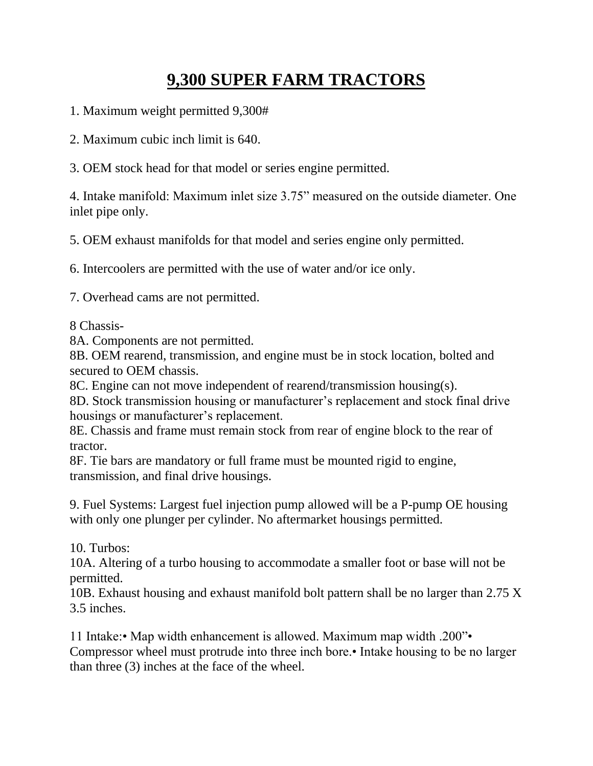# 9,300 SUPER FARM TRACTORS

1. Maximum weight permitted 9,300#

2. Maximum cubic inch limit is 640.

3. OEM stock head for that model or series engine permitted.

4. Intake manifold: Maximum inlet size 3.75" measured on the outside diameter. One inlet pipe only.

5. OEM exhaust manifolds for that model and series engine only permitted.

6. Intercoolers are permitted with the use of water and/or ice only.

7. Overhead cams are not permitted.

8 Chassis-
8A. Components are not permitted.
8B. OEM rearend, transmission, and engine must be in stock location, bolted and secured to OEM chassis.
8C. Engine can not move independent of rearend/transmission housing(s).
8D. Stock transmission housing or manufacturer's replacement and stock final drive housings or manufacturer's replacement.
8E. Chassis and frame must remain stock from rear of engine block to the rear of tractor.
8F. Tie bars are mandatory or full frame must be mounted rigid to engine, transmission, and final drive housings.

9. Fuel Systems: Largest fuel injection pump allowed will be a P-pump OE housing with only one plunger per cylinder. No aftermarket housings permitted.

10. Turbos:
10A. Altering of a turbo housing to accommodate a smaller foot or base will not be permitted.
10B. Exhaust housing and exhaust manifold bolt pattern shall be no larger than 2.75 X 3.5 inches.

11 Intake:• Map width enhancement is allowed. Maximum map width .200"• Compressor wheel must protrude into three inch bore.• Intake housing to be no larger than three (3) inches at the face of the wheel.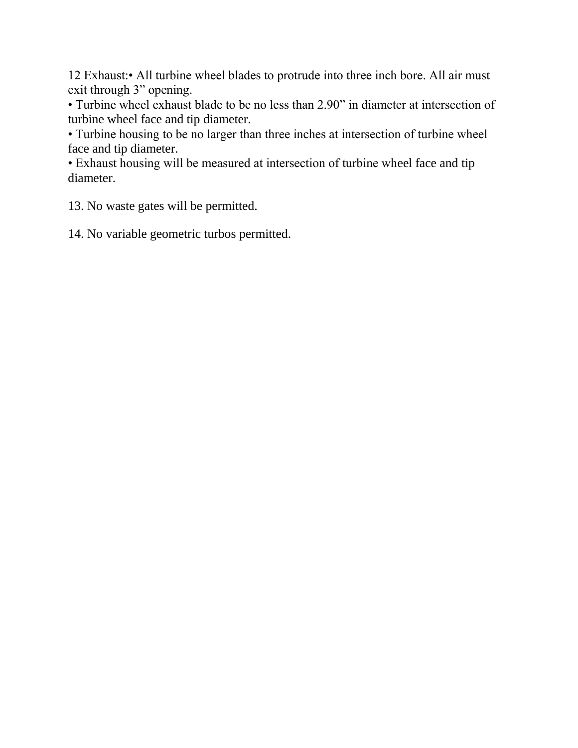12 Exhaust:• All turbine wheel blades to protrude into three inch bore. All air must exit through 3" opening.

• Turbine wheel exhaust blade to be no less than 2.90" in diameter at intersection of turbine wheel face and tip diameter.

• Turbine housing to be no larger than three inches at intersection of turbine wheel face and tip diameter.

• Exhaust housing will be measured at intersection of turbine wheel face and tip diameter.

13. No waste gates will be permitted.

14. No variable geometric turbos permitted.